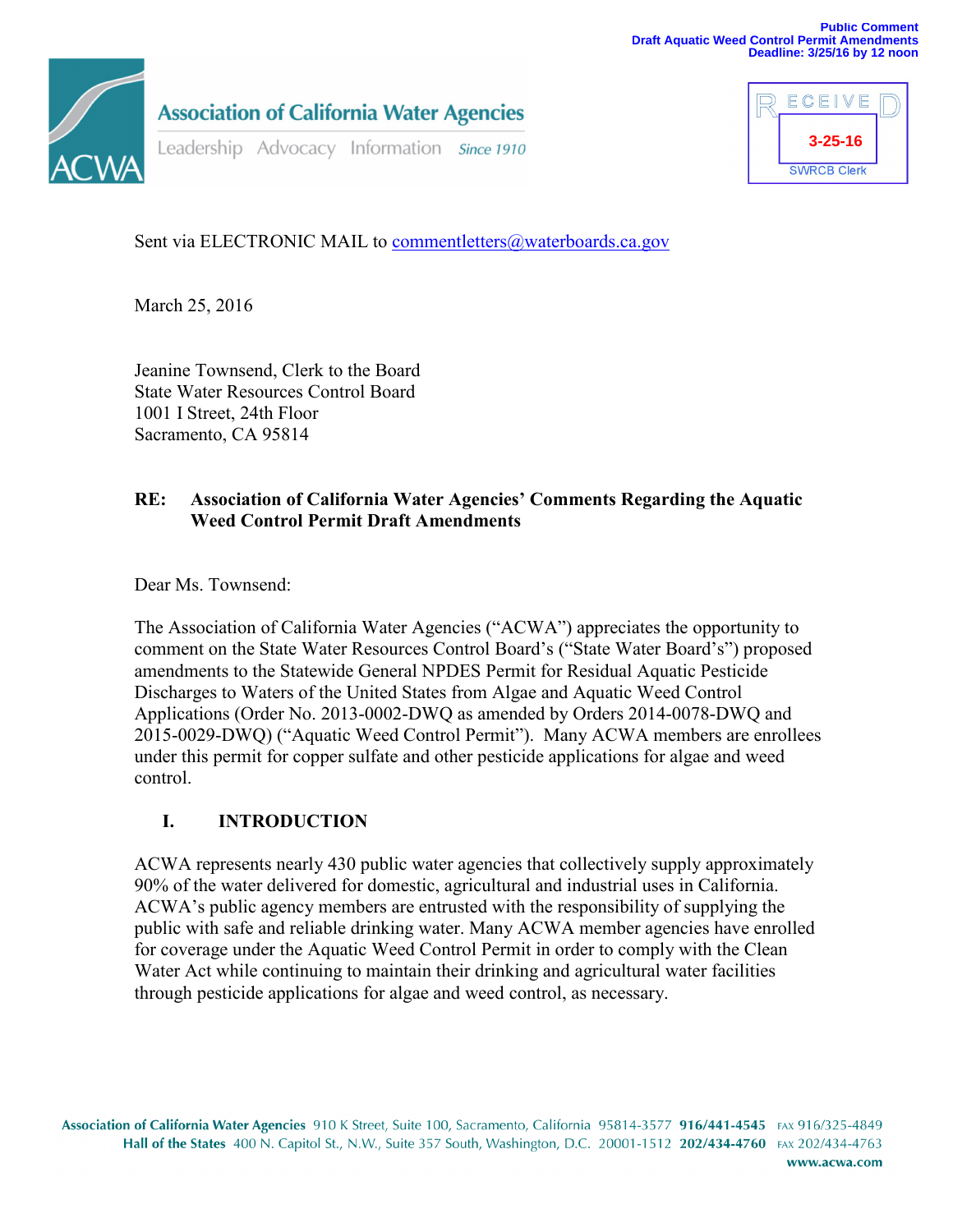Public Comment
Draft Aquatic Weed Control Permit Amendments
Deadline: 3/25/16 by 12 noon

Association of California Water Agencies
Leadership Advocacy Information Since 1910

RECEIVED
3-25-16
SWRCB Clerk

Sent via ELECTRONIC MAIL to commentletters@waterboards.ca.gov

March 25, 2016

Jeanine Townsend, Clerk to the Board
State Water Resources Control Board
1001 I Street, 24th Floor
Sacramento, CA 95814

**RE: Association of California Water Agencies' Comments Regarding the Aquatic Weed Control Permit Draft Amendments**

Dear Ms. Townsend:

The Association of California Water Agencies ("ACWA") appreciates the opportunity to comment on the State Water Resources Control Board's ("State Water Board's") proposed amendments to the Statewide General NPDES Permit for Residual Aquatic Pesticide Discharges to Waters of the United States from Algae and Aquatic Weed Control Applications (Order No. 2013-0002-DWQ as amended by Orders 2014-0078-DWQ and 2015-0029-DWQ) ("Aquatic Weed Control Permit"). Many ACWA members are enrollees under this permit for copper sulfate and other pesticide applications for algae and weed control.

## I. INTRODUCTION

ACWA represents nearly 430 public water agencies that collectively supply approximately 90% of the water delivered for domestic, agricultural and industrial uses in California. ACWA's public agency members are entrusted with the responsibility of supplying the public with safe and reliable drinking water. Many ACWA member agencies have enrolled for coverage under the Aquatic Weed Control Permit in order to comply with the Clean Water Act while continuing to maintain their drinking and agricultural water facilities through pesticide applications for algae and weed control, as necessary.

Association of California Water Agencies 910 K Street, Suite 100, Sacramento, California 95814-3577 916/441-4545 FAX 916/325-4849
Hall of the States 400 N. Capitol St., N.W., Suite 357 South, Washington, D.C. 20001-1512 202/434-4760 FAX 202/434-4763
www.acwa.com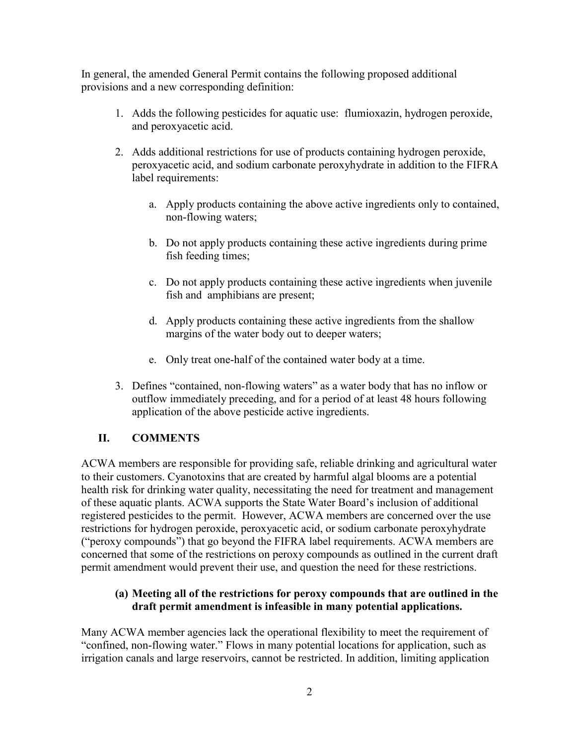In general, the amended General Permit contains the following proposed additional provisions and a new corresponding definition:

1. Adds the following pesticides for aquatic use: flumioxazin, hydrogen peroxide, and peroxyacetic acid.
2. Adds additional restrictions for use of products containing hydrogen peroxide, peroxyacetic acid, and sodium carbonate peroxyhydrate in addition to the FIFRA label requirements:
    a. Apply products containing the above active ingredients only to contained, non-flowing waters;
    b. Do not apply products containing these active ingredients during prime fish feeding times;
    c. Do not apply products containing these active ingredients when juvenile fish and amphibians are present;
    d. Apply products containing these active ingredients from the shallow margins of the water body out to deeper waters;
    e. Only treat one-half of the contained water body at a time.
3. Defines "contained, non-flowing waters" as a water body that has no inflow or outflow immediately preceding, and for a period of at least 48 hours following application of the above pesticide active ingredients.

## II. COMMENTS

ACWA members are responsible for providing safe, reliable drinking and agricultural water to their customers. Cyanotoxins that are created by harmful algal blooms are a potential health risk for drinking water quality, necessitating the need for treatment and management of these aquatic plants. ACWA supports the State Water Board's inclusion of additional registered pesticides to the permit. However, ACWA members are concerned over the use restrictions for hydrogen peroxide, peroxyacetic acid, or sodium carbonate peroxyhydrate ("peroxy compounds") that go beyond the FIFRA label requirements. ACWA members are concerned that some of the restrictions on peroxy compounds as outlined in the current draft permit amendment would prevent their use, and question the need for these restrictions.

### (a) Meeting all of the restrictions for peroxy compounds that are outlined in the draft permit amendment is infeasible in many potential applications.

Many ACWA member agencies lack the operational flexibility to meet the requirement of "confined, non-flowing water." Flows in many potential locations for application, such as irrigation canals and large reservoirs, cannot be restricted. In addition, limiting application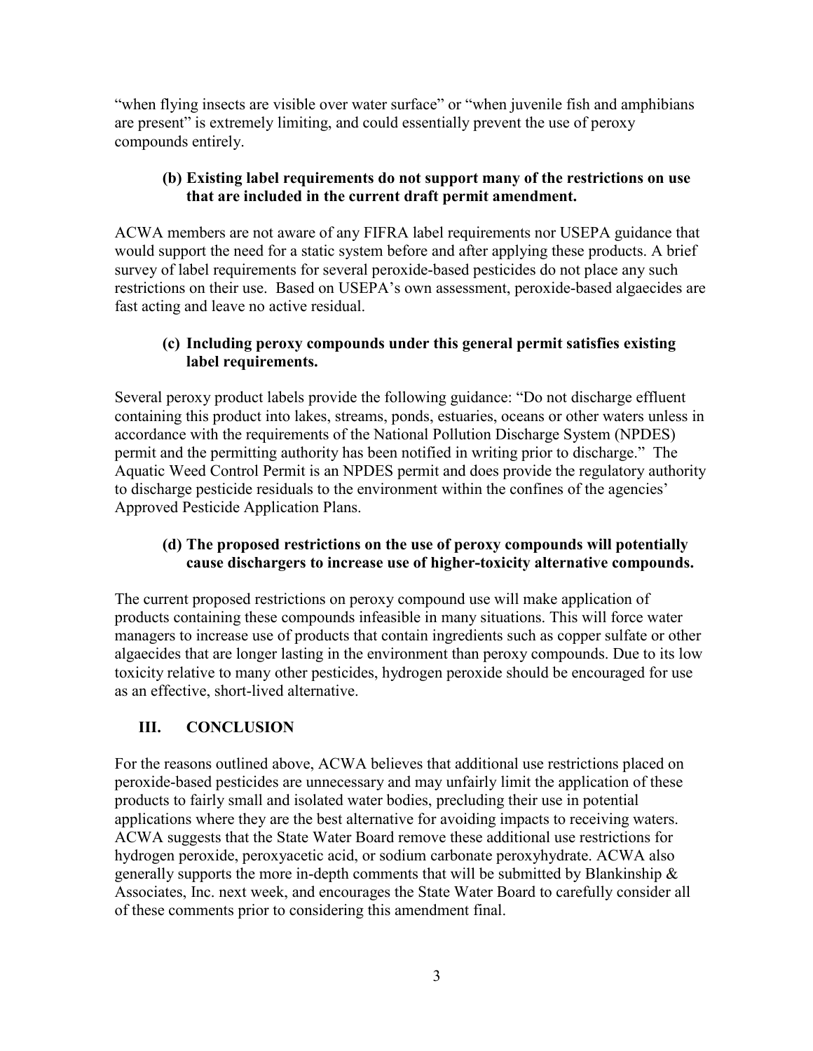"when flying insects are visible over water surface" or "when juvenile fish and amphibians are present" is extremely limiting, and could essentially prevent the use of peroxy compounds entirely.

**(b) Existing label requirements do not support many of the restrictions on use that are included in the current draft permit amendment.**

ACWA members are not aware of any FIFRA label requirements nor USEPA guidance that would support the need for a static system before and after applying these products. A brief survey of label requirements for several peroxide-based pesticides do not place any such restrictions on their use. Based on USEPA's own assessment, peroxide-based algaecides are fast acting and leave no active residual.

**(c) Including peroxy compounds under this general permit satisfies existing label requirements.**

Several peroxy product labels provide the following guidance: "Do not discharge effluent containing this product into lakes, streams, ponds, estuaries, oceans or other waters unless in accordance with the requirements of the National Pollution Discharge System (NPDES) permit and the permitting authority has been notified in writing prior to discharge." The Aquatic Weed Control Permit is an NPDES permit and does provide the regulatory authority to discharge pesticide residuals to the environment within the confines of the agencies' Approved Pesticide Application Plans.

**(d) The proposed restrictions on the use of peroxy compounds will potentially cause dischargers to increase use of higher-toxicity alternative compounds.**

The current proposed restrictions on peroxy compound use will make application of products containing these compounds infeasible in many situations. This will force water managers to increase use of products that contain ingredients such as copper sulfate or other algaecides that are longer lasting in the environment than peroxy compounds. Due to its low toxicity relative to many other pesticides, hydrogen peroxide should be encouraged for use as an effective, short-lived alternative.

## III. CONCLUSION

For the reasons outlined above, ACWA believes that additional use restrictions placed on peroxide-based pesticides are unnecessary and may unfairly limit the application of these products to fairly small and isolated water bodies, precluding their use in potential applications where they are the best alternative for avoiding impacts to receiving waters. ACWA suggests that the State Water Board remove these additional use restrictions for hydrogen peroxide, peroxyacetic acid, or sodium carbonate peroxyhydrate. ACWA also generally supports the more in-depth comments that will be submitted by Blankinship & Associates, Inc. next week, and encourages the State Water Board to carefully consider all of these comments prior to considering this amendment final.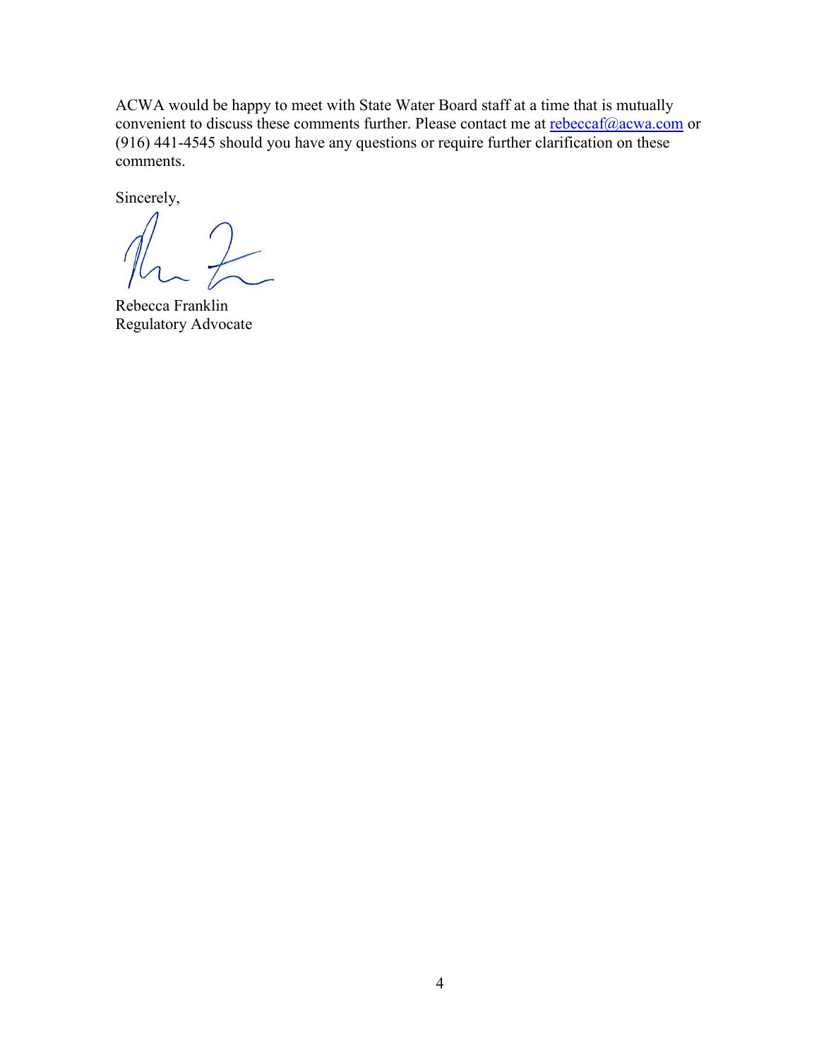ACWA would be happy to meet with State Water Board staff at a time that is mutually convenient to discuss these comments further. Please contact me at rebeccaf@acwa.com or (916) 441-4545 should you have any questions or require further clarification on these comments.

Sincerely,

Rebecca Franklin
Regulatory Advocate